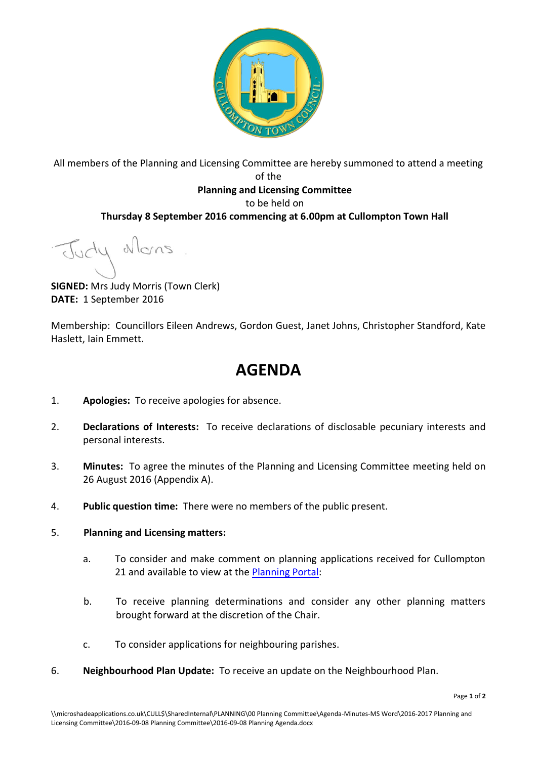All members of the Planning and Licensing Committee are hereby summoned to attend a meeting of the

**Planning and Licensing Committee**

to be held on

**Thursday 8 September 2016 commencing at 6.00pm at Cullompton Town Hall**

**SIGNED:** Mrs Judy Morris (Town Clerk)
**DATE:** 1 September 2016

Membership: Councillors Eileen Andrews, Gordon Guest, Janet Johns, Christopher Standford, Kate Haslett, Iain Emmett.

# AGENDA

1. **Apologies:** To receive apologies for absence.

2. **Declarations of Interests:** To receive declarations of disclosable pecuniary interests and personal interests.

3. **Minutes:** To agree the minutes of the Planning and Licensing Committee meeting held on 26 August 2016 (Appendix A).

4. **Public question time:** There were no members of the public present.

5. **Planning and Licensing matters:**

   a. To consider and make comment on planning applications received for Cullompton 21 and available to view at the Planning Portal:

   b. To receive planning determinations and consider any other planning matters brought forward at the discretion of the Chair.

   c. To consider applications for neighbouring parishes.

6. **Neighbourhood Plan Update:** To receive an update on the Neighbourhood Plan.

\\microshadeapplications.co.uk\CULL$\SharedInternal\PLANNING\00 Planning Committee\Agenda-Minutes-MS Word\2016-2017 Planning and Licensing Committee\2016-09-08 Planning Committee\2016-09-08 Planning Agenda.docx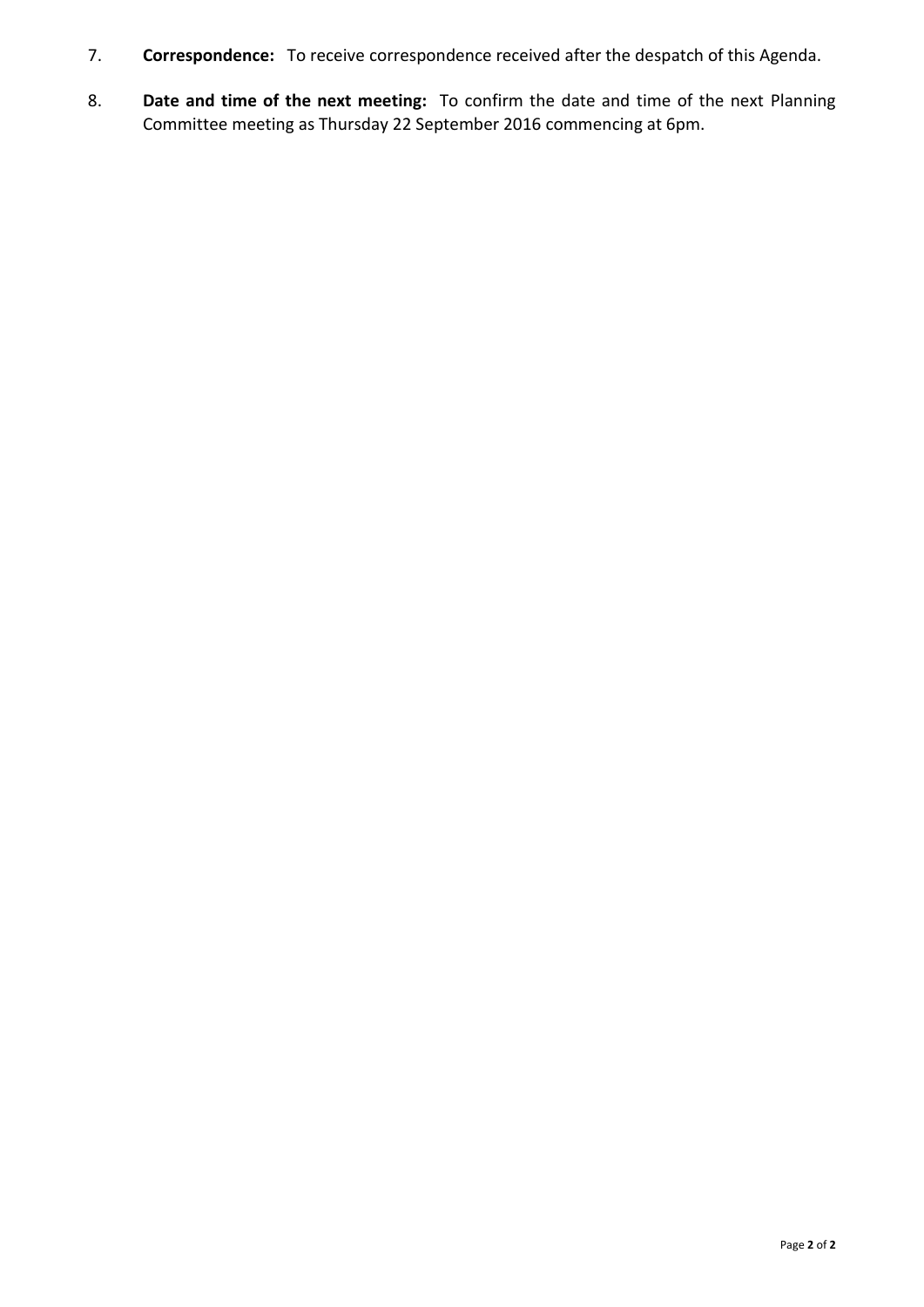7. **Correspondence:** To receive correspondence received after the despatch of this Agenda.

8. **Date and time of the next meeting:** To confirm the date and time of the next Planning Committee meeting as Thursday 22 September 2016 commencing at 6pm.